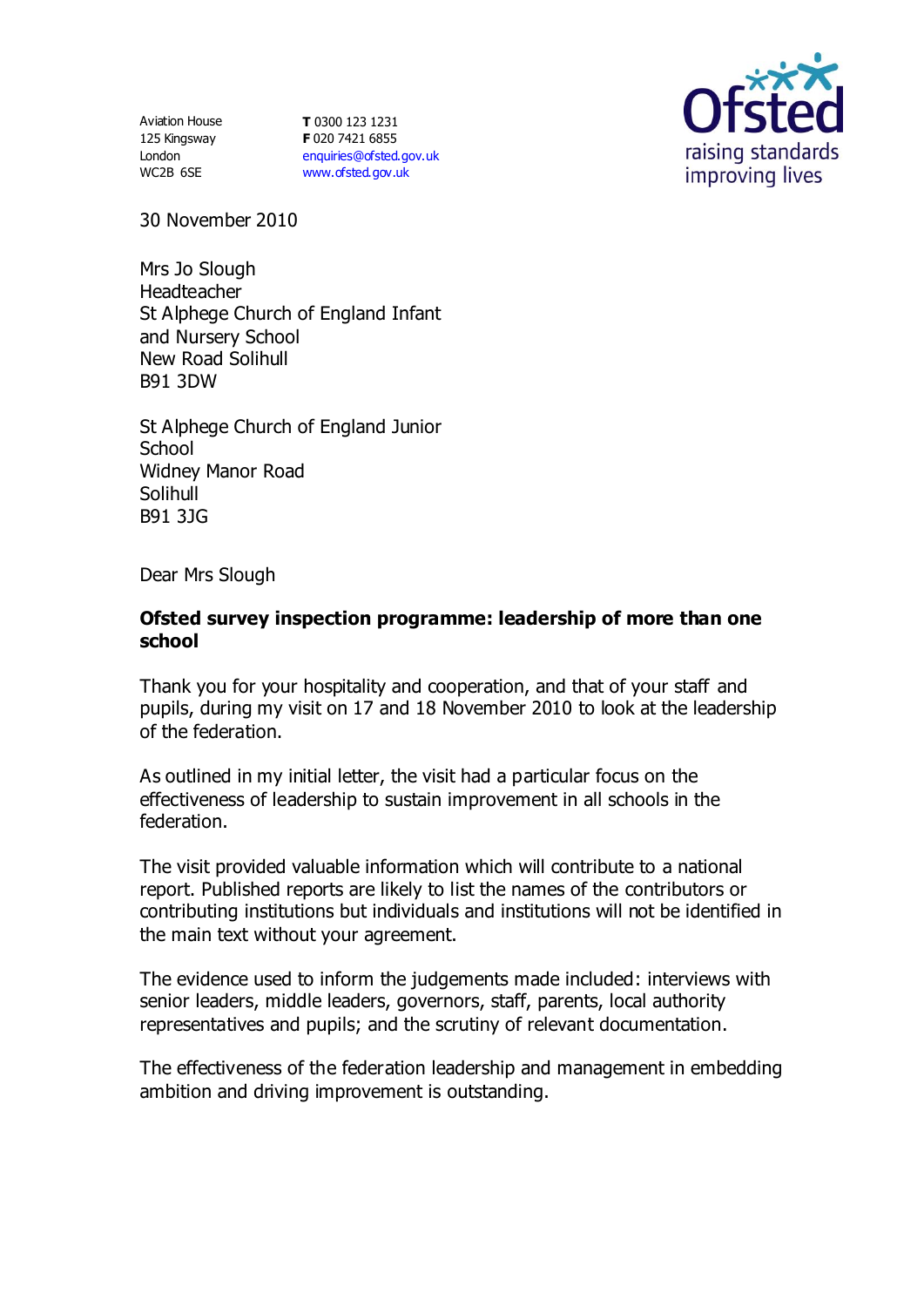Aviation House
125 Kingsway
London
WC2B 6SE

**T** 0300 123 1231
**F** 020 7421 6855
enquiries@ofsted.gov.uk
www.ofsted.gov.uk

Ofsted
raising standards
improving lives

30 November 2010

Mrs Jo Slough
Headteacher
St Alphege Church of England Infant and Nursery School
New Road Solihull
B91 3DW

St Alphege Church of England Junior School
Widney Manor Road
Solihull
B91 3JG

Dear Mrs Slough

**Ofsted survey inspection programme: leadership of more than one school**

Thank you for your hospitality and cooperation, and that of your staff and pupils, during my visit on 17 and 18 November 2010 to look at the leadership of the federation.

As outlined in my initial letter, the visit had a particular focus on the effectiveness of leadership to sustain improvement in all schools in the federation.

The visit provided valuable information which will contribute to a national report. Published reports are likely to list the names of the contributors or contributing institutions but individuals and institutions will not be identified in the main text without your agreement.

The evidence used to inform the judgements made included: interviews with senior leaders, middle leaders, governors, staff, parents, local authority representatives and pupils; and the scrutiny of relevant documentation.

The effectiveness of the federation leadership and management in embedding ambition and driving improvement is outstanding.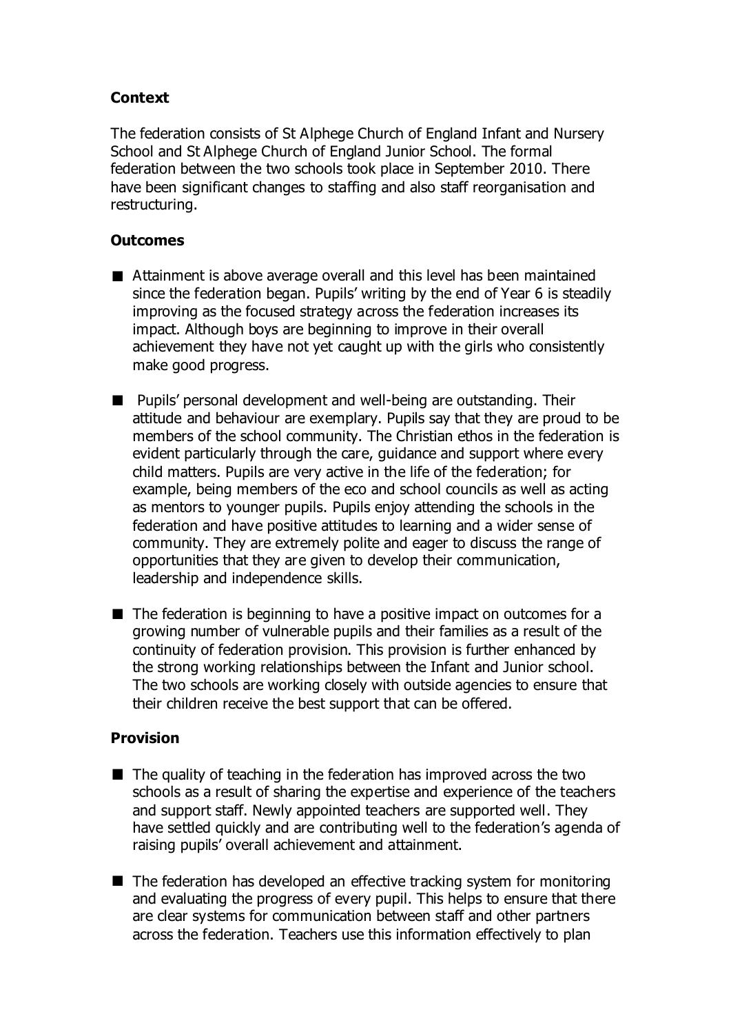## Context

The federation consists of St Alphege Church of England Infant and Nursery School and St Alphege Church of England Junior School. The formal federation between the two schools took place in September 2010. There have been significant changes to staffing and also staff reorganisation and restructuring.

## Outcomes

- Attainment is above average overall and this level has been maintained since the federation began. Pupils' writing by the end of Year 6 is steadily improving as the focused strategy across the federation increases its impact. Although boys are beginning to improve in their overall achievement they have not yet caught up with the girls who consistently make good progress.

- Pupils' personal development and well-being are outstanding. Their attitude and behaviour are exemplary. Pupils say that they are proud to be members of the school community. The Christian ethos in the federation is evident particularly through the care, guidance and support where every child matters. Pupils are very active in the life of the federation; for example, being members of the eco and school councils as well as acting as mentors to younger pupils. Pupils enjoy attending the schools in the federation and have positive attitudes to learning and a wider sense of community. They are extremely polite and eager to discuss the range of opportunities that they are given to develop their communication, leadership and independence skills.

- The federation is beginning to have a positive impact on outcomes for a growing number of vulnerable pupils and their families as a result of the continuity of federation provision. This provision is further enhanced by the strong working relationships between the Infant and Junior school. The two schools are working closely with outside agencies to ensure that their children receive the best support that can be offered.

## Provision

- The quality of teaching in the federation has improved across the two schools as a result of sharing the expertise and experience of the teachers and support staff. Newly appointed teachers are supported well. They have settled quickly and are contributing well to the federation's agenda of raising pupils' overall achievement and attainment.

- The federation has developed an effective tracking system for monitoring and evaluating the progress of every pupil. This helps to ensure that there are clear systems for communication between staff and other partners across the federation. Teachers use this information effectively to plan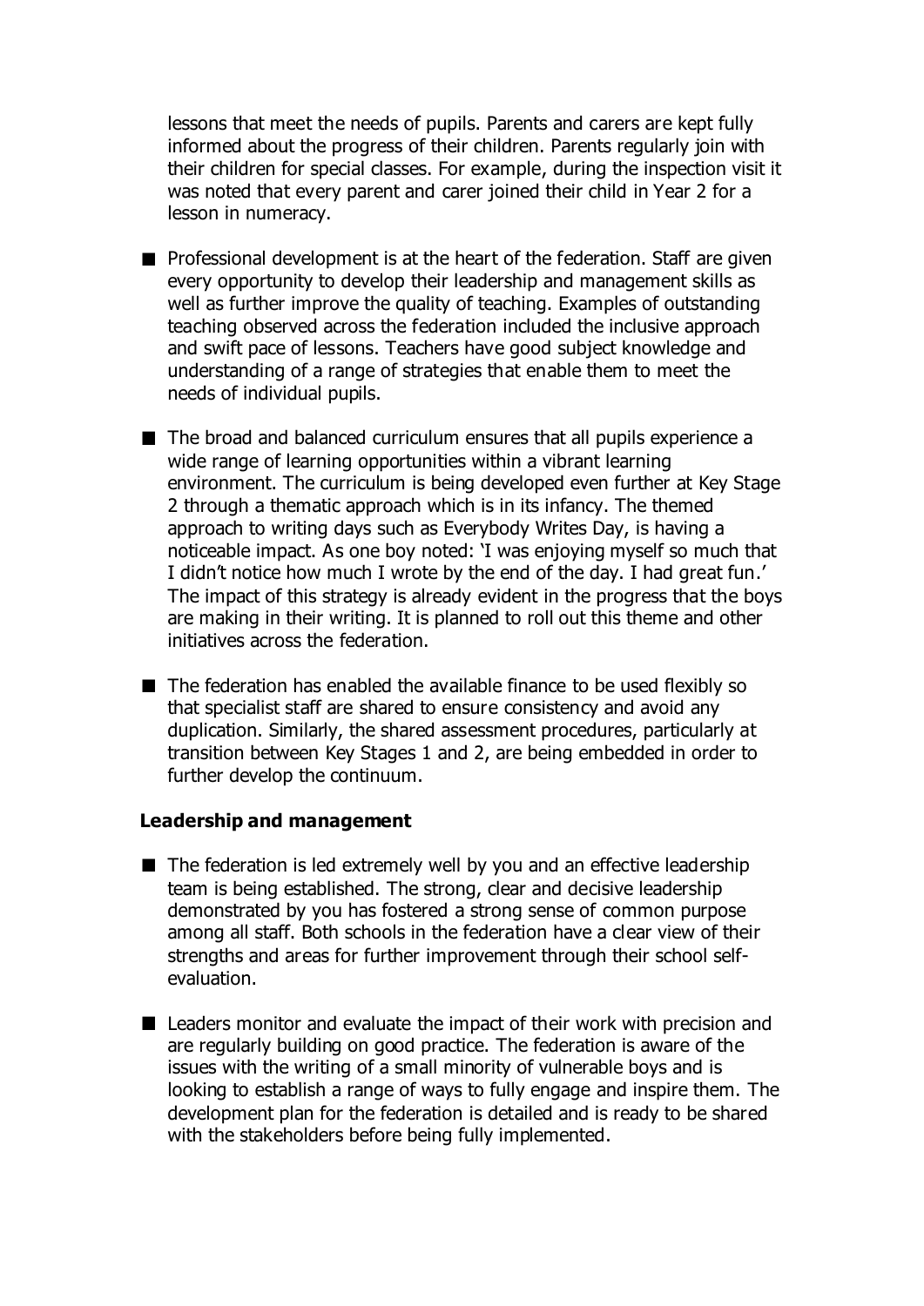lessons that meet the needs of pupils. Parents and carers are kept fully informed about the progress of their children. Parents regularly join with their children for special classes. For example, during the inspection visit it was noted that every parent and carer joined their child in Year 2 for a lesson in numeracy.

- Professional development is at the heart of the federation. Staff are given every opportunity to develop their leadership and management skills as well as further improve the quality of teaching. Examples of outstanding teaching observed across the federation included the inclusive approach and swift pace of lessons. Teachers have good subject knowledge and understanding of a range of strategies that enable them to meet the needs of individual pupils.

- The broad and balanced curriculum ensures that all pupils experience a wide range of learning opportunities within a vibrant learning environment. The curriculum is being developed even further at Key Stage 2 through a thematic approach which is in its infancy. The themed approach to writing days such as Everybody Writes Day, is having a noticeable impact. As one boy noted: 'I was enjoying myself so much that I didn't notice how much I wrote by the end of the day. I had great fun.' The impact of this strategy is already evident in the progress that the boys are making in their writing. It is planned to roll out this theme and other initiatives across the federation.

- The federation has enabled the available finance to be used flexibly so that specialist staff are shared to ensure consistency and avoid any duplication. Similarly, the shared assessment procedures, particularly at transition between Key Stages 1 and 2, are being embedded in order to further develop the continuum.

### Leadership and management

- The federation is led extremely well by you and an effective leadership team is being established. The strong, clear and decisive leadership demonstrated by you has fostered a strong sense of common purpose among all staff. Both schools in the federation have a clear view of their strengths and areas for further improvement through their school self-evaluation.

- Leaders monitor and evaluate the impact of their work with precision and are regularly building on good practice. The federation is aware of the issues with the writing of a small minority of vulnerable boys and is looking to establish a range of ways to fully engage and inspire them. The development plan for the federation is detailed and is ready to be shared with the stakeholders before being fully implemented.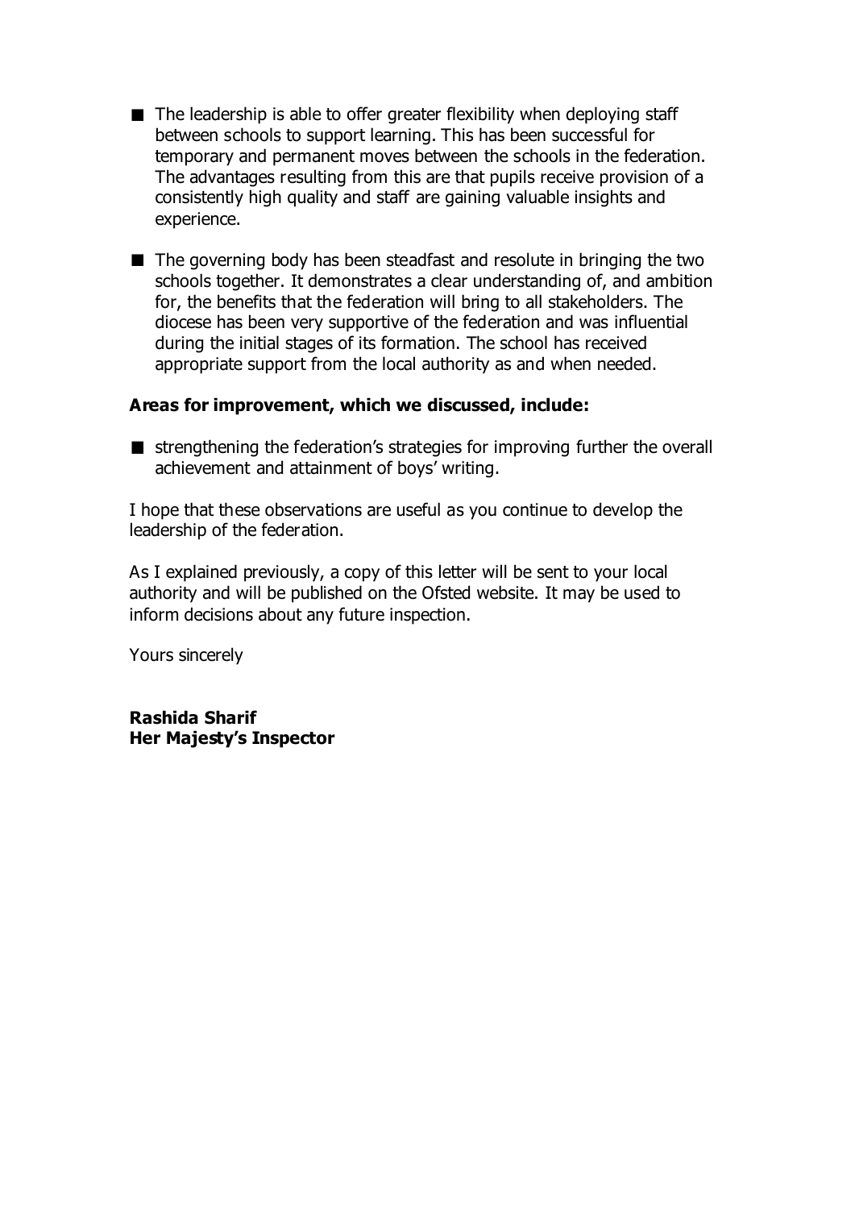- The leadership is able to offer greater flexibility when deploying staff between schools to support learning. This has been successful for temporary and permanent moves between the schools in the federation. The advantages resulting from this are that pupils receive provision of a consistently high quality and staff are gaining valuable insights and experience.

- The governing body has been steadfast and resolute in bringing the two schools together. It demonstrates a clear understanding of, and ambition for, the benefits that the federation will bring to all stakeholders. The diocese has been very supportive of the federation and was influential during the initial stages of its formation. The school has received appropriate support from the local authority as and when needed.

**Areas for improvement, which we discussed, include:**

- strengthening the federation's strategies for improving further the overall achievement and attainment of boys' writing.

I hope that these observations are useful as you continue to develop the leadership of the federation.

As I explained previously, a copy of this letter will be sent to your local authority and will be published on the Ofsted website. It may be used to inform decisions about any future inspection.

Yours sincerely

**Rashida Sharif**
**Her Majesty's Inspector**